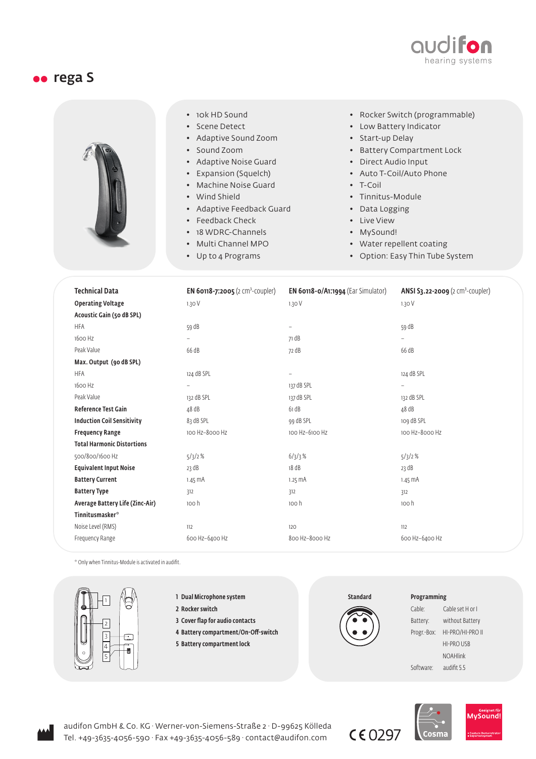audifon
hearing systems

# rega S

- 10k HD Sound
- Scene Detect
- Adaptive Sound Zoom
- Sound Zoom
- Adaptive Noise Guard
- Expansion (Squelch)
- Machine Noise Guard
- Wind Shield
- Adaptive Feedback Guard
- Feedback Check
- 18 WDRC-Channels
- Multi Channel MPO
- Up to 4 Programs
- Rocker Switch (programmable)
- Low Battery Indicator
- Start-up Delay
- Battery Compartment Lock
- Direct Audio Input
- Auto T-Coil/Auto Phone
- T-Coil
- Tinnitus-Module
- Data Logging
- Live View
- MySound!
- Water repellent coating
- Option: Easy Thin Tube System

| **Technical Data** | **EN 60118-7:2005** (2 cm³-coupler) | **EN 60118-0/A1:1994** (Ear Simulator) | **ANSI S3.22-2009** (2 cm³-coupler) |
|---|---|---|---|
| **Operating Voltage** | 1.30 V | 1.30 V | 1.30 V |
| **Acoustic Gain (50 dB SPL)** | | | |
| HFA | 59 dB | – | 59 dB |
| 1600 Hz | – | 71 dB | – |
| Peak Value | 66 dB | 72 dB | 66 dB |
| **Max. Output (90 dB SPL)** | | | |
| HFA | 124 dB SPL | – | 124 dB SPL |
| 1600 Hz | – | 137 dB SPL | – |
| Peak Value | 132 dB SPL | 137 dB SPL | 132 dB SPL |
| **Reference Test Gain** | 48 dB | 61 dB | 48 dB |
| **Induction Coil Sensitivity** | 83 dB SPL | 99 dB SPL | 109 dB SPL |
| **Frequency Range** | 100 Hz–8000 Hz | 100 Hz–6100 Hz | 100 Hz–8000 Hz |
| **Total Harmonic Distortions** | | | |
| 500/800/1600 Hz | 5/3/2 % | 6/3/3 % | 5/3/2 % |
| **Equivalent Input Noise** | 23 dB | 18 dB | 23 dB |
| **Battery Current** | 1.45 mA | 1.25 mA | 1.45 mA |
| **Battery Type** | 312 | 312 | 312 |
| **Average Battery Life (Zinc-Air)** | 100 h | 100 h | 100 h |
| **Tinnitusmasker*** | | | |
| Noise Level (RMS) | 112 | 120 | 112 |
| Frequency Range | 600 Hz–6400 Hz | 800 Hz–8000 Hz | 600 Hz–6400 Hz |

* Only when Tinnitus-Module is activated in audifit.

1 **Dual Microphone system**
2 **Rocker switch**
3 **Cover flap for audio contacts**
4 **Battery compartment/On-Off-switch**
5 **Battery compartment lock**

**Standard**

**Programming**

| | |
|---|---|
| Cable: | Cable set H or I |
| Battery: | without Battery |
| Progr.-Box: | HI-PRO/HI-PRO II |
| | HI-PRO USB |
| | NOAHlink |
| Software: | audifit 5.5 |

audifon GmbH & Co. KG · Werner-von-Siemens-Straße 2 · D-99625 Kölleda
Tel. +49-3635-4056-590 · Fax +49-3635-4056-589 · contact@audifon.com

CE 0297

Cosma

Geeignet für MySound!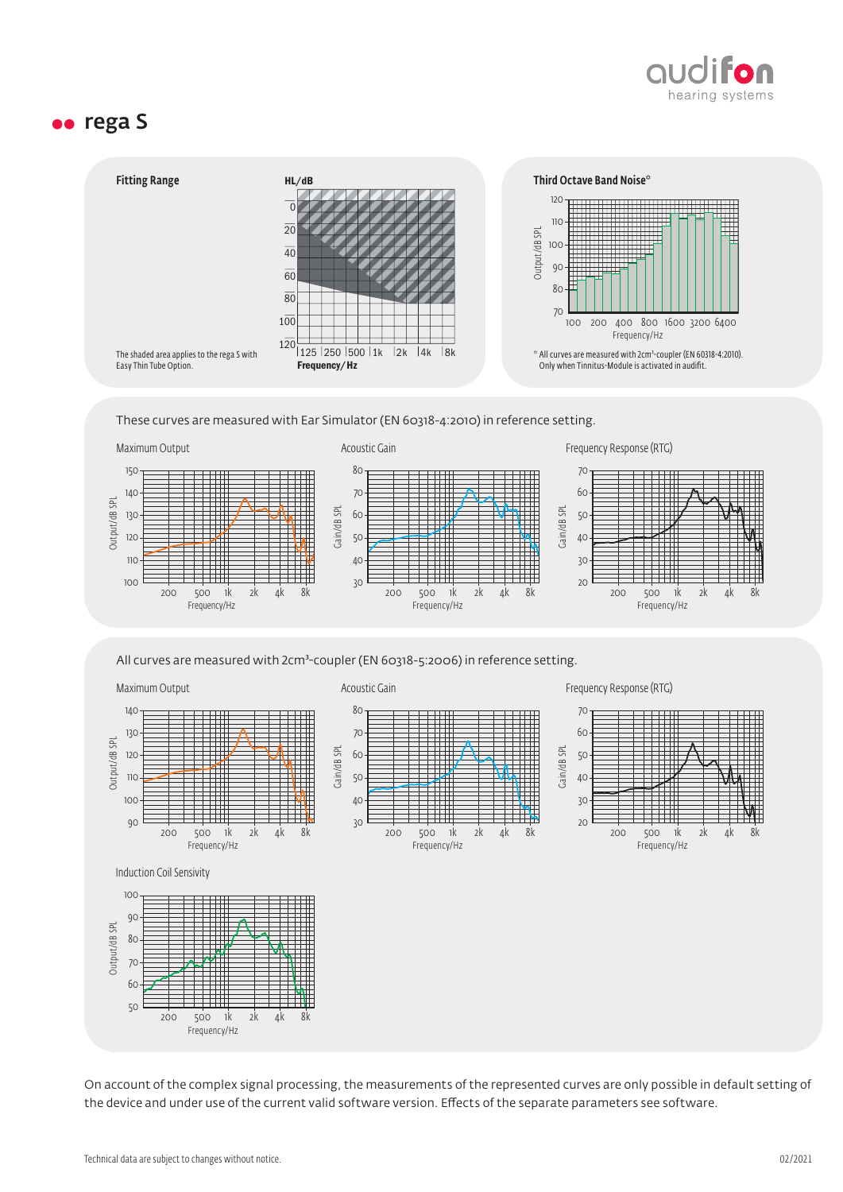audifon
hearing systems

# rega S

## Fitting Range

HL/dB

0
20
40
60
80
100
120

125 250 500 1k 2k 4k 8k
Frequency/Hz

The shaded area applies to the rega S with Easy Thin Tube Option.

## Third Octave Band Noise*

Output/dB SPL

120
110
100
90
80
70

100 200 400 800 1600 3200 6400
Frequency/Hz

* All curves are measured with 2cm³-coupler (EN 60318-4:2010).
Only when Tinnitus-Module is activated in audifit.

These curves are measured with Ear Simulator (EN 60318-4:2010) in reference setting.

### Maximum Output

Output/dB SPL

150
140
130
120
110
100

200 500 1k 2k 4k 8k
Frequency/Hz

### Acoustic Gain

Gain/dB SPL

80
70
60
50
40
30

200 500 1k 2k 4k 8k
Frequency/Hz

### Frequency Response (RTG)

Gain/dB SPL

70
60
50
40
30
20

200 500 1k 2k 4k 8k
Frequency/Hz

All curves are measured with 2cm³-coupler (EN 60318-5:2006) in reference setting.

### Maximum Output

Output/dB SPL

140
130
120
110
100
90

200 500 1k 2k 4k 8k
Frequency/Hz

### Acoustic Gain

Gain/dB SPL

80
70
60
50
40
30

200 500 1k 2k 4k 8k
Frequency/Hz

### Frequency Response (RTG)

Gain/dB SPL

70
60
50
40
30
20

200 500 1k 2k 4k 8k
Frequency/Hz

### Induction Coil Sensivity

Output/dB SPL

100
90
80
70
60
50

200 500 1k 2k 4k 8k
Frequency/Hz

On account of the complex signal processing, the measurements of the represented curves are only possible in default setting of the device and under use of the current valid software version. Effects of the separate parameters see software.

Technical data are subject to changes without notice.

02/2021